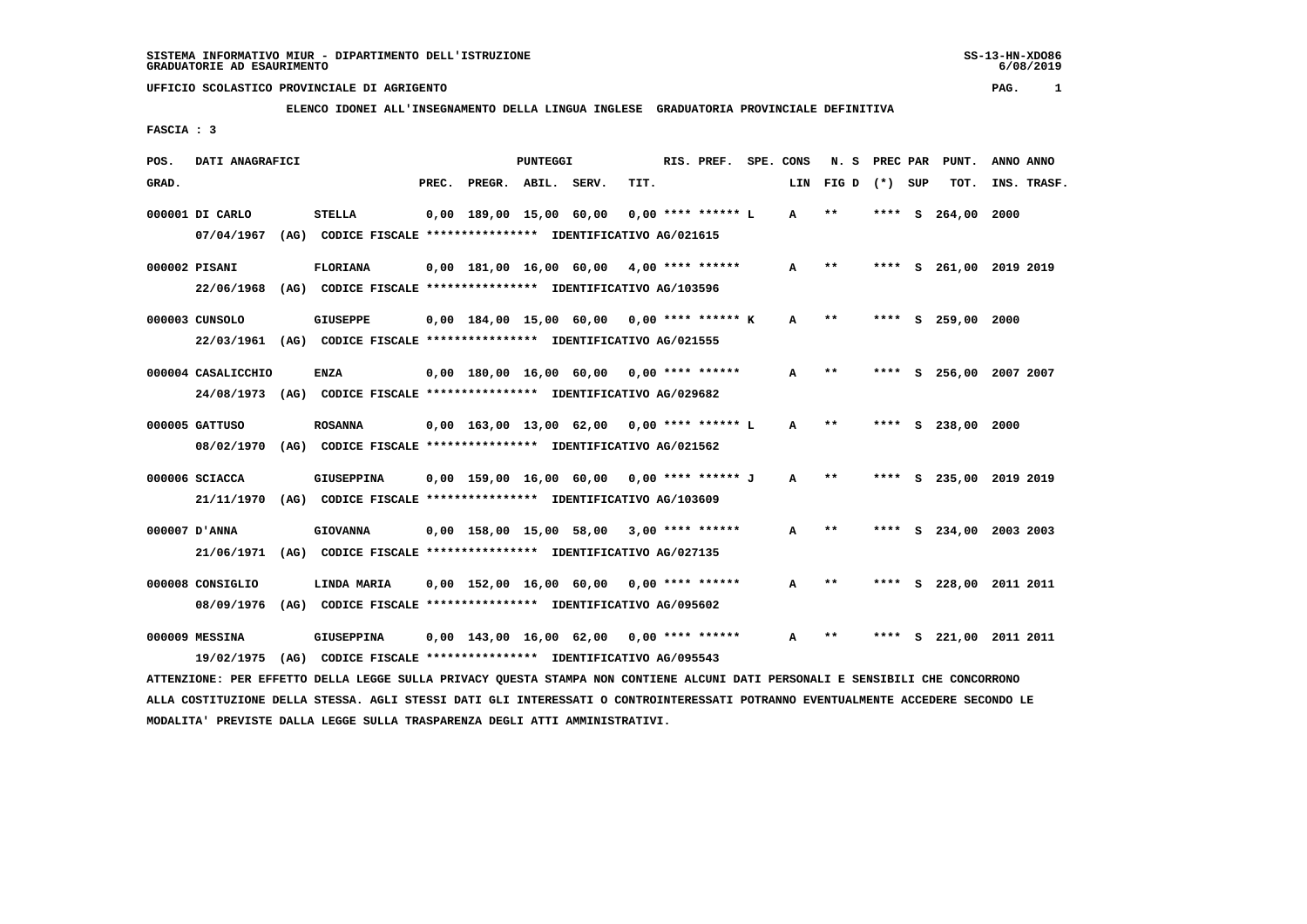SISTEMA INFORMATIVO MIUR - DIPARTIMENTO DELL'ISTRUZIONE
GRADUATORIE AD ESAURIMENTO

SS-13-HN-XDO86
6/08/2019

UFFICIO SCOLASTICO PROVINCIALE DI AGRIGENTO

ELENCO IDONEI ALL'INSEGNAMENTO DELLA LINGUA INGLESE GRADUATORIA PROVINCIALE DEFINITIVA

FASCIA : 3

| POS. GRAD. | DATI ANAGRAFICI | | PUNTEGGI PREC. | PREGR. | ABIL. | SERV. | TIT. | RIS. PREF. | SPE. CONS LIN | N. S FIG D | PREC PAR (*) | SUP | PUNT. TOT. | ANNO INS. | ANNO TRASF. |
|---|---|---|---|---|---|---|---|---|---|---|---|---|---|---|---|
| 000001 | DI CARLO 07/04/1967 (AG) CODICE FISCALE **************** IDENTIFICATIVO AG/021615 | STELLA | 0,00 | 189,00 | 15,00 | 60,00 | 0,00 | **** ****** L | A | ** | **** | S | 264,00 | 2000 | |
| 000002 | PISANI 22/06/1968 (AG) CODICE FISCALE **************** IDENTIFICATIVO AG/103596 | FLORIANA | 0,00 | 181,00 | 16,00 | 60,00 | 4,00 | **** ****** | A | ** | **** | S | 261,00 | 2019 | 2019 |
| 000003 | CUNSOLO 22/03/1961 (AG) CODICE FISCALE **************** IDENTIFICATIVO AG/021555 | GIUSEPPE | 0,00 | 184,00 | 15,00 | 60,00 | 0,00 | **** ****** K | A | ** | **** | S | 259,00 | 2000 | |
| 000004 | CASALICCHIO 24/08/1973 (AG) CODICE FISCALE **************** IDENTIFICATIVO AG/029682 | ENZA | 0,00 | 180,00 | 16,00 | 60,00 | 0,00 | **** ****** | A | ** | **** | S | 256,00 | 2007 | 2007 |
| 000005 | GATTUSO 08/02/1970 (AG) CODICE FISCALE **************** IDENTIFICATIVO AG/021562 | ROSANNA | 0,00 | 163,00 | 13,00 | 62,00 | 0,00 | **** ****** L | A | ** | **** | S | 238,00 | 2000 | |
| 000006 | SCIACCA 21/11/1970 (AG) CODICE FISCALE **************** IDENTIFICATIVO AG/103609 | GIUSEPPINA | 0,00 | 159,00 | 16,00 | 60,00 | 0,00 | **** ****** J | A | ** | **** | S | 235,00 | 2019 | 2019 |
| 000007 | D'ANNA 21/06/1971 (AG) CODICE FISCALE **************** IDENTIFICATIVO AG/027135 | GIOVANNA | 0,00 | 158,00 | 15,00 | 58,00 | 3,00 | **** ****** | A | ** | **** | S | 234,00 | 2003 | 2003 |
| 000008 | CONSIGLIO 08/09/1976 (AG) CODICE FISCALE **************** IDENTIFICATIVO AG/095602 | LINDA MARIA | 0,00 | 152,00 | 16,00 | 60,00 | 0,00 | **** ****** | A | ** | **** | S | 228,00 | 2011 | 2011 |
| 000009 | MESSINA 19/02/1975 (AG) CODICE FISCALE **************** IDENTIFICATIVO AG/095543 | GIUSEPPINA | 0,00 | 143,00 | 16,00 | 62,00 | 0,00 | **** ****** | A | ** | **** | S | 221,00 | 2011 | 2011 |

ATTENZIONE: PER EFFETTO DELLA LEGGE SULLA PRIVACY QUESTA STAMPA NON CONTIENE ALCUNI DATI PERSONALI E SENSIBILI CHE CONCORRONO ALLA COSTITUZIONE DELLA STESSA. AGLI STESSI DATI GLI INTERESSATI O CONTROINTERESSATI POTRANNO EVENTUALMENTE ACCEDERE SECONDO LE MODALITA' PREVISTE DALLA LEGGE SULLA TRASPARENZA DEGLI ATTI AMMINISTRATIVI.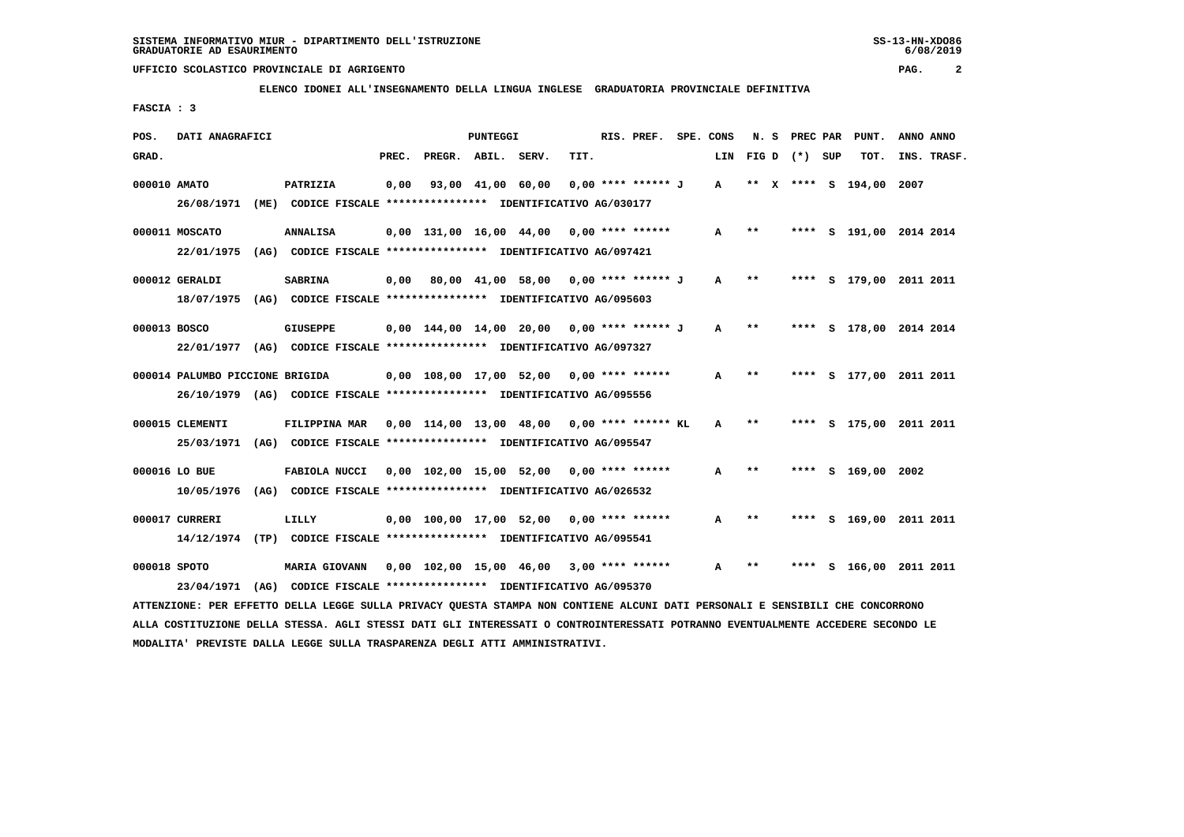SISTEMA INFORMATIVO MIUR - DIPARTIMENTO DELL'ISTRUZIONE
GRADUATORIE AD ESAURIMENTO

UFFICIO SCOLASTICO PROVINCIALE DI AGRIGENTO

ELENCO IDONEI ALL'INSEGNAMENTO DELLA LINGUA INGLESE GRADUATORIA PROVINCIALE DEFINITIVA

FASCIA : 3

| POS. GRAD. | DATI ANAGRAFICI | | PREC. | PREGR. | ABIL. | SERV. | TIT. | RIS. PREF. | SPE. CONS LIN | N. S FIG D | PREC PAR (*) SUP | PUNT. TOT. | ANNO INS. | ANNO TRASF. |
|---|---|---|---|---|---|---|---|---|---|---|---|---|---|---|
| 000010 | AMATO | PATRIZIA | 0,00 | 93,00 | 41,00 | 60,00 | 0,00 | **** ****** J | A | ** X | **** S | 194,00 | 2007 | |
| | 26/08/1971 (ME) | CODICE FISCALE **************** IDENTIFICATIVO AG/030177 | | | | | | | | | | | | |
| 000011 | MOSCATO | ANNALISA | 0,00 | 131,00 | 16,00 | 44,00 | 0,00 | **** ****** | A | ** | **** S | 191,00 | 2014 | 2014 |
| | 22/01/1975 (AG) | CODICE FISCALE **************** IDENTIFICATIVO AG/097421 | | | | | | | | | | | | |
| 000012 | GERALDI | SABRINA | 0,00 | 80,00 | 41,00 | 58,00 | 0,00 | **** ****** J | A | ** | **** S | 179,00 | 2011 | 2011 |
| | 18/07/1975 (AG) | CODICE FISCALE **************** IDENTIFICATIVO AG/095603 | | | | | | | | | | | | |
| 000013 | BOSCO | GIUSEPPE | 0,00 | 144,00 | 14,00 | 20,00 | 0,00 | **** ****** J | A | ** | **** S | 178,00 | 2014 | 2014 |
| | 22/01/1977 (AG) | CODICE FISCALE **************** IDENTIFICATIVO AG/097327 | | | | | | | | | | | | |
| 000014 | PALUMBO PICCIONE | BRIGIDA | 0,00 | 108,00 | 17,00 | 52,00 | 0,00 | **** ****** | A | ** | **** S | 177,00 | 2011 | 2011 |
| | 26/10/1979 (AG) | CODICE FISCALE **************** IDENTIFICATIVO AG/095556 | | | | | | | | | | | | |
| 000015 | CLEMENTI | FILIPPINA MAR | 0,00 | 114,00 | 13,00 | 48,00 | 0,00 | **** ****** KL | A | ** | **** S | 175,00 | 2011 | 2011 |
| | 25/03/1971 (AG) | CODICE FISCALE **************** IDENTIFICATIVO AG/095547 | | | | | | | | | | | | |
| 000016 | LO BUE | FABIOLA NUCCI | 0,00 | 102,00 | 15,00 | 52,00 | 0,00 | **** ****** | A | ** | **** S | 169,00 | 2002 | |
| | 10/05/1976 (AG) | CODICE FISCALE **************** IDENTIFICATIVO AG/026532 | | | | | | | | | | | | |
| 000017 | CURRERI | LILLY | 0,00 | 100,00 | 17,00 | 52,00 | 0,00 | **** ****** | A | ** | **** S | 169,00 | 2011 | 2011 |
| | 14/12/1974 (TP) | CODICE FISCALE **************** IDENTIFICATIVO AG/095541 | | | | | | | | | | | | |
| 000018 | SPOTO | MARIA GIOVANN | 0,00 | 102,00 | 15,00 | 46,00 | 3,00 | **** ****** | A | ** | **** S | 166,00 | 2011 | 2011 |
| | 23/04/1971 (AG) | CODICE FISCALE **************** IDENTIFICATIVO AG/095370 | | | | | | | | | | | | |

ATTENZIONE: PER EFFETTO DELLA LEGGE SULLA PRIVACY QUESTA STAMPA NON CONTIENE ALCUNI DATI PERSONALI E SENSIBILI CHE CONCORRONO ALLA COSTITUZIONE DELLA STESSA. AGLI STESSI DATI GLI INTERESSATI O CONTROINTERESSATI POTRANNO EVENTUALMENTE ACCEDERE SECONDO LE MODALITA' PREVISTE DALLA LEGGE SULLA TRASPARENZA DEGLI ATTI AMMINISTRATIVI.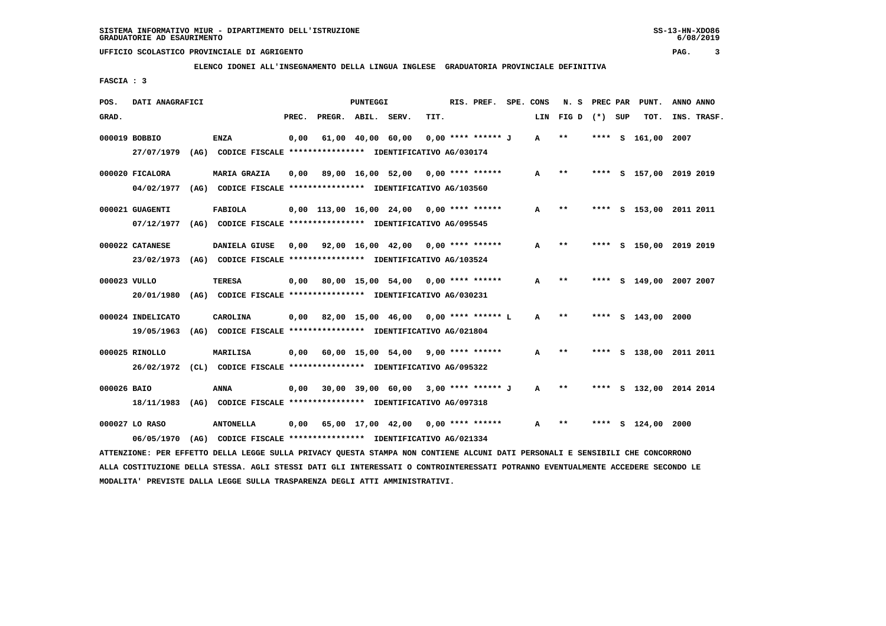SISTEMA INFORMATIVO MIUR - DIPARTIMENTO DELL'ISTRUZIONE
GRADUATORIE AD ESAURIMENTO

UFFICIO SCOLASTICO PROVINCIALE DI AGRIGENTO

**ELENCO IDONEI ALL'INSEGNAMENTO DELLA LINGUA INGLESE GRADUATORIA PROVINCIALE DEFINITIVA**

FASCIA : 3

| POS. GRAD. | DATI ANAGRAFICI | | PREC. | PREGR. | ABIL. | SERV. | TIT. | RIS. PREF. | SPE. CONS | LIN | N. S FIG D | PREC PAR (*) | SUP | PUNT. TOT. | ANNO INS. | ANNO TRASF. |
|---|---|---|---|---|---|---|---|---|---|---|---|---|---|---|---|---|
| 000019 | BOBBIO | ENZA | 0,00 | 61,00 | 40,00 | 60,00 | 0,00 | **** ****** J | | A | ** | **** | S | 161,00 | 2007 | |
| | 27/07/1979 (AG) CODICE FISCALE **************** IDENTIFICATIVO AG/030174 | | | | | | | | | | | | | | | |
| 000020 | FICALORA | MARIA GRAZIA | 0,00 | 89,00 | 16,00 | 52,00 | 0,00 | **** ****** | | A | ** | **** | S | 157,00 | 2019 | 2019 |
| | 04/02/1977 (AG) CODICE FISCALE **************** IDENTIFICATIVO AG/103560 | | | | | | | | | | | | | | | |
| 000021 | GUAGENTI | FABIOLA | 0,00 | 113,00 | 16,00 | 24,00 | 0,00 | **** ****** | | A | ** | **** | S | 153,00 | 2011 | 2011 |
| | 07/12/1977 (AG) CODICE FISCALE **************** IDENTIFICATIVO AG/095545 | | | | | | | | | | | | | | | |
| 000022 | CATANESE | DANIELA GIUSE | 0,00 | 92,00 | 16,00 | 42,00 | 0,00 | **** ****** | | A | ** | **** | S | 150,00 | 2019 | 2019 |
| | 23/02/1973 (AG) CODICE FISCALE **************** IDENTIFICATIVO AG/103524 | | | | | | | | | | | | | | | |
| 000023 | VULLO | TERESA | 0,00 | 80,00 | 15,00 | 54,00 | 0,00 | **** ****** | | A | ** | **** | S | 149,00 | 2007 | 2007 |
| | 20/01/1980 (AG) CODICE FISCALE **************** IDENTIFICATIVO AG/030231 | | | | | | | | | | | | | | | |
| 000024 | INDELICATO | CAROLINA | 0,00 | 82,00 | 15,00 | 46,00 | 0,00 | **** ****** L | | A | ** | **** | S | 143,00 | 2000 | |
| | 19/05/1963 (AG) CODICE FISCALE **************** IDENTIFICATIVO AG/021804 | | | | | | | | | | | | | | | |
| 000025 | RINOLLO | MARILISA | 0,00 | 60,00 | 15,00 | 54,00 | 9,00 | **** ****** | | A | ** | **** | S | 138,00 | 2011 | 2011 |
| | 26/02/1972 (CL) CODICE FISCALE **************** IDENTIFICATIVO AG/095322 | | | | | | | | | | | | | | | |
| 000026 | BAIO | ANNA | 0,00 | 30,00 | 39,00 | 60,00 | 3,00 | **** ****** J | | A | ** | **** | S | 132,00 | 2014 | 2014 |
| | 18/11/1983 (AG) CODICE FISCALE **************** IDENTIFICATIVO AG/097318 | | | | | | | | | | | | | | | |
| 000027 | LO RASO | ANTONELLA | 0,00 | 65,00 | 17,00 | 42,00 | 0,00 | **** ****** | | A | ** | **** | S | 124,00 | 2000 | |
| | 06/05/1970 (AG) CODICE FISCALE **************** IDENTIFICATIVO AG/021334 | | | | | | | | | | | | | | | |

ATTENZIONE: PER EFFETTO DELLA LEGGE SULLA PRIVACY QUESTA STAMPA NON CONTIENE ALCUNI DATI PERSONALI E SENSIBILI CHE CONCORRONO ALLA COSTITUZIONE DELLA STESSA. AGLI STESSI DATI GLI INTERESSATI O CONTROINTERESSATI POTRANNO EVENTUALMENTE ACCEDERE SECONDO LE MODALITA' PREVISTE DALLA LEGGE SULLA TRASPARENZA DEGLI ATTI AMMINISTRATIVI.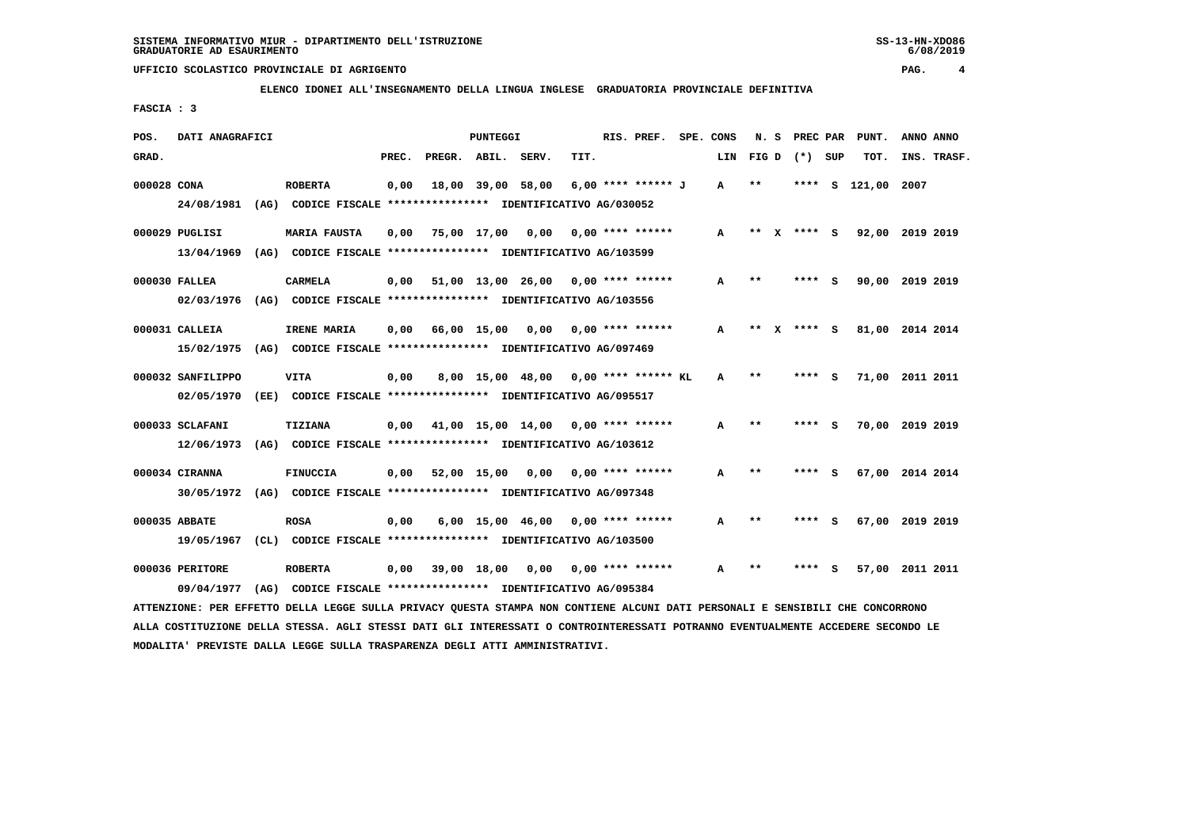SISTEMA INFORMATIVO MIUR - DIPARTIMENTO DELL'ISTRUZIONE
GRADUATORIE AD ESAURIMENTO

UFFICIO SCOLASTICO PROVINCIALE DI AGRIGENTO

ELENCO IDONEI ALL'INSEGNAMENTO DELLA LINGUA INGLESE GRADUATORIA PROVINCIALE DEFINITIVA

FASCIA : 3

| POS. GRAD. | DATI ANAGRAFICI | | PREC. | PREGR. | ABIL. | SERV. | TIT. | RIS. PREF. | SPE. CONS | LIN | N. S FIG D | PREC PAR (*) | SUP | PUNT. TOT. | ANNO INS. | ANNO TRASF. |
|---|---|---|---|---|---|---|---|---|---|---|---|---|---|---|---|---|
| 000028 | CONA 24/08/1981 (AG) CODICE FISCALE **************** IDENTIFICATIVO AG/030052 | ROBERTA | 0,00 | 18,00 | 39,00 | 58,00 | 6,00 | **** ****** | J | A | ** | **** | S | 121,00 | 2007 | |
| 000029 | PUGLISI 13/04/1969 (AG) CODICE FISCALE **************** IDENTIFICATIVO AG/103599 | MARIA FAUSTA | 0,00 | 75,00 | 17,00 | 0,00 | 0,00 | **** ****** | | A | ** X | **** | S | 92,00 | 2019 | 2019 |
| 000030 | FALLEA 02/03/1976 (AG) CODICE FISCALE **************** IDENTIFICATIVO AG/103556 | CARMELA | 0,00 | 51,00 | 13,00 | 26,00 | 0,00 | **** ****** | | A | ** | **** | S | 90,00 | 2019 | 2019 |
| 000031 | CALLEIA 15/02/1975 (AG) CODICE FISCALE **************** IDENTIFICATIVO AG/097469 | IRENE MARIA | 0,00 | 66,00 | 15,00 | 0,00 | 0,00 | **** ****** | | A | ** X | **** | S | 81,00 | 2014 | 2014 |
| 000032 | SANFILIPPO 02/05/1970 (EE) CODICE FISCALE **************** IDENTIFICATIVO AG/095517 | VITA | 0,00 | 8,00 | 15,00 | 48,00 | 0,00 | **** ****** | KL | A | ** | **** | S | 71,00 | 2011 | 2011 |
| 000033 | SCLAFANI 12/06/1973 (AG) CODICE FISCALE **************** IDENTIFICATIVO AG/103612 | TIZIANA | 0,00 | 41,00 | 15,00 | 14,00 | 0,00 | **** ****** | | A | ** | **** | S | 70,00 | 2019 | 2019 |
| 000034 | CIRANNA 30/05/1972 (AG) CODICE FISCALE **************** IDENTIFICATIVO AG/097348 | FINUCCIA | 0,00 | 52,00 | 15,00 | 0,00 | 0,00 | **** ****** | | A | ** | **** | S | 67,00 | 2014 | 2014 |
| 000035 | ABBATE 19/05/1967 (CL) CODICE FISCALE **************** IDENTIFICATIVO AG/103500 | ROSA | 0,00 | 6,00 | 15,00 | 46,00 | 0,00 | **** ****** | | A | ** | **** | S | 67,00 | 2019 | 2019 |
| 000036 | PERITORE 09/04/1977 (AG) CODICE FISCALE **************** IDENTIFICATIVO AG/095384 | ROBERTA | 0,00 | 39,00 | 18,00 | 0,00 | 0,00 | **** ****** | | A | ** | **** | S | 57,00 | 2011 | 2011 |

ATTENZIONE: PER EFFETTO DELLA LEGGE SULLA PRIVACY QUESTA STAMPA NON CONTIENE ALCUNI DATI PERSONALI E SENSIBILI CHE CONCORRONO ALLA COSTITUZIONE DELLA STESSA. AGLI STESSI DATI GLI INTERESSATI O CONTROINTERESSATI POTRANNO EVENTUALMENTE ACCEDERE SECONDO LE MODALITA' PREVISTE DALLA LEGGE SULLA TRASPARENZA DEGLI ATTI AMMINISTRATIVI.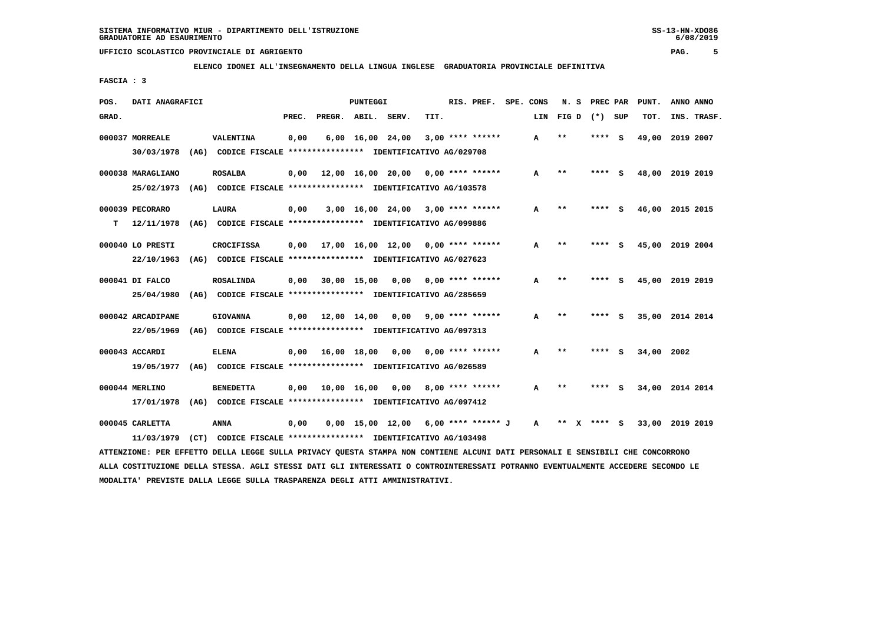SISTEMA INFORMATIVO MIUR - DIPARTIMENTO DELL'ISTRUZIONE
GRADUATORIE AD ESAURIMENTO

UFFICIO SCOLASTICO PROVINCIALE DI AGRIGENTO

ELENCO IDONEI ALL'INSEGNAMENTO DELLA LINGUA INGLESE GRADUATORIA PROVINCIALE DEFINITIVA

FASCIA : 3

| POS. GRAD. | DATI ANAGRAFICI | | PREC. | PREGR. | ABIL. | SERV. | TIT. | RIS. PREF. | SPE. CONS | LIN | N. S FIG D | PREC PAR (*) | SUP | PUNT. TOT. | ANNO INS. | ANNO TRASF. |
|---|---|---|---|---|---|---|---|---|---|---|---|---|---|---|---|---|
| 000037 MORREALE | VALENTINA | | 0,00 | 6,00 | 16,00 | 24,00 | 3,00 | **** ****** | | A | ** | **** | S | 49,00 | 2019 | 2007 |
| 30/03/1978 (AG) | CODICE FISCALE **************** | IDENTIFICATIVO AG/029708 | | | | | | | | | | | | | | |
| 000038 MARAGLIANO | ROSALBA | | 0,00 | 12,00 | 16,00 | 20,00 | 0,00 | **** ****** | | A | ** | **** | S | 48,00 | 2019 | 2019 |
| 25/02/1973 (AG) | CODICE FISCALE **************** | IDENTIFICATIVO AG/103578 | | | | | | | | | | | | | | |
| 000039 PECORARO | LAURA | | 0,00 | 3,00 | 16,00 | 24,00 | 3,00 | **** ****** | | A | ** | **** | S | 46,00 | 2015 | 2015 |
| T 12/11/1978 (AG) | CODICE FISCALE **************** | IDENTIFICATIVO AG/099886 | | | | | | | | | | | | | | |
| 000040 LO PRESTI | CROCIFISSA | | 0,00 | 17,00 | 16,00 | 12,00 | 0,00 | **** ****** | | A | ** | **** | S | 45,00 | 2019 | 2004 |
| 22/10/1963 (AG) | CODICE FISCALE **************** | IDENTIFICATIVO AG/027623 | | | | | | | | | | | | | | |
| 000041 DI FALCO | ROSALINDA | | 0,00 | 30,00 | 15,00 | 0,00 | 0,00 | **** ****** | | A | ** | **** | S | 45,00 | 2019 | 2019 |
| 25/04/1980 (AG) | CODICE FISCALE **************** | IDENTIFICATIVO AG/285659 | | | | | | | | | | | | | | |
| 000042 ARCADIPANE | GIOVANNA | | 0,00 | 12,00 | 14,00 | 0,00 | 9,00 | **** ****** | | A | ** | **** | S | 35,00 | 2014 | 2014 |
| 22/05/1969 (AG) | CODICE FISCALE **************** | IDENTIFICATIVO AG/097313 | | | | | | | | | | | | | | |
| 000043 ACCARDI | ELENA | | 0,00 | 16,00 | 18,00 | 0,00 | 0,00 | **** ****** | | A | ** | **** | S | 34,00 | 2002 | |
| 19/05/1977 (AG) | CODICE FISCALE **************** | IDENTIFICATIVO AG/026589 | | | | | | | | | | | | | | |
| 000044 MERLINO | BENEDETTA | | 0,00 | 10,00 | 16,00 | 0,00 | 8,00 | **** ****** | | A | ** | **** | S | 34,00 | 2014 | 2014 |
| 17/01/1978 (AG) | CODICE FISCALE **************** | IDENTIFICATIVO AG/097412 | | | | | | | | | | | | | | |
| 000045 CARLETTA | ANNA | | 0,00 | 0,00 | 15,00 | 12,00 | 6,00 | **** ****** J | | A | ** X | **** | S | 33,00 | 2019 | 2019 |
| 11/03/1979 (CT) | CODICE FISCALE **************** | IDENTIFICATIVO AG/103498 | | | | | | | | | | | | | | |

ATTENZIONE: PER EFFETTO DELLA LEGGE SULLA PRIVACY QUESTA STAMPA NON CONTIENE ALCUNI DATI PERSONALI E SENSIBILI CHE CONCORRONO ALLA COSTITUZIONE DELLA STESSA. AGLI STESSI DATI GLI INTERESSATI O CONTROINTERESSATI POTRANNO EVENTUALMENTE ACCEDERE SECONDO LE MODALITA' PREVISTE DALLA LEGGE SULLA TRASPARENZA DEGLI ATTI AMMINISTRATIVI.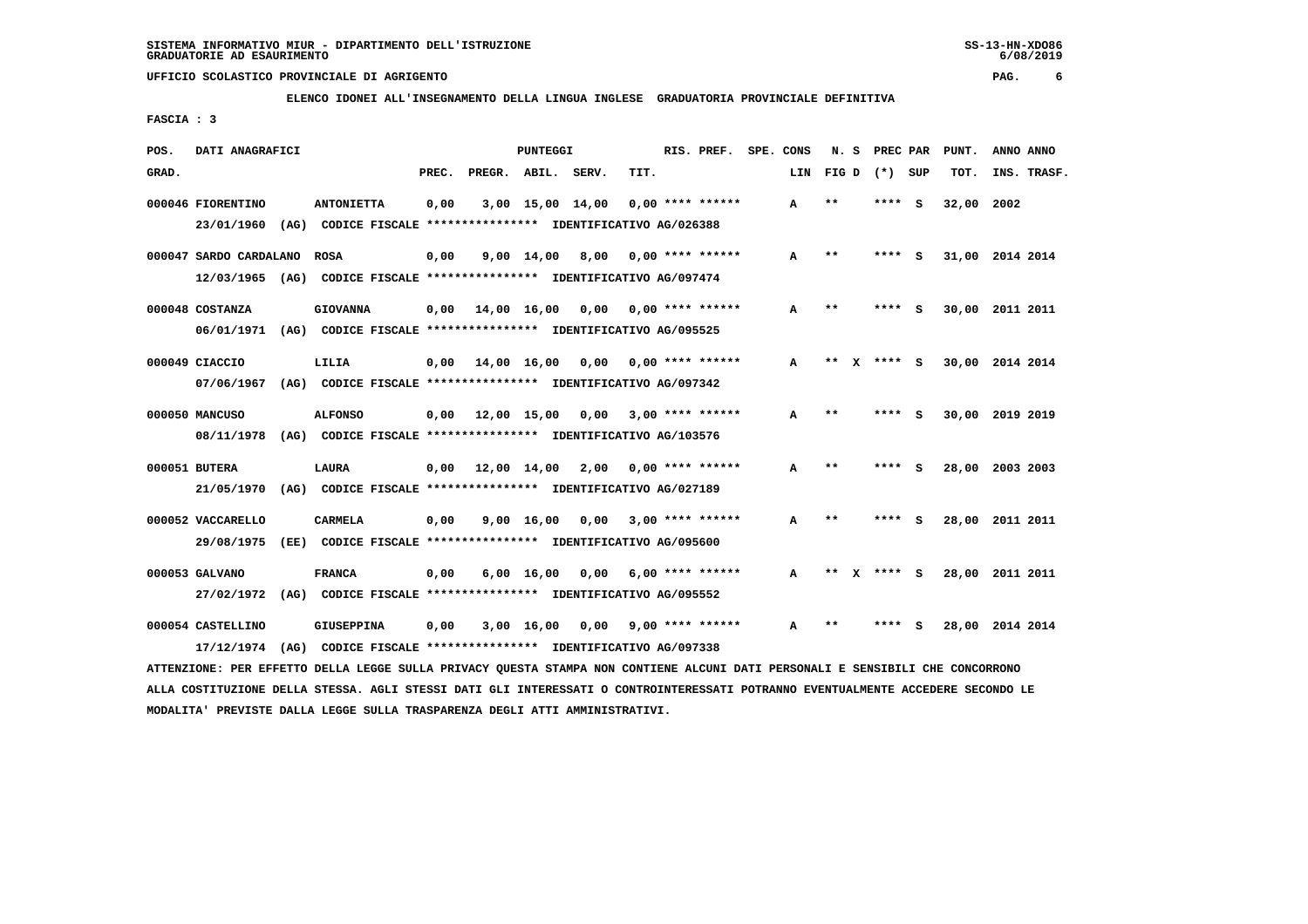SISTEMA INFORMATIVO MIUR - DIPARTIMENTO DELL'ISTRUZIONE
GRADUATORIE AD ESAURIMENTO

UFFICIO SCOLASTICO PROVINCIALE DI AGRIGENTO

**ELENCO IDONEI ALL'INSEGNAMENTO DELLA LINGUA INGLESE GRADUATORIA PROVINCIALE DEFINITIVA**

**FASCIA : 3**

| POS. GRAD. | DATI ANAGRAFICI | | PREC. | PREGR. | ABIL. | SERV. | TIT. | RIS. PREF. | SPE. CONS LIN | N. S FIG D | PREC PAR (*) | SUP | PUNT. TOT. | ANNO INS. | ANNO TRASF. |
|---|---|---|---|---|---|---|---|---|---|---|---|---|---|---|---|
| 000046 | FIORENTINO | ANTONIETTA | 0,00 | 3,00 | 15,00 | 14,00 | 0,00 | **** ****** | A | ** | **** | S | 32,00 | 2002 | |
| | 23/01/1960 (AG) CODICE FISCALE **************** IDENTIFICATIVO AG/026388 | | | | | | | | | | | | | | |
| 000047 | SARDO CARDALANO | ROSA | 0,00 | 9,00 | 14,00 | 8,00 | 0,00 | **** ****** | A | ** | **** | S | 31,00 | 2014 | 2014 |
| | 12/03/1965 (AG) CODICE FISCALE **************** IDENTIFICATIVO AG/097474 | | | | | | | | | | | | | | |
| 000048 | COSTANZA | GIOVANNA | 0,00 | 14,00 | 16,00 | 0,00 | 0,00 | **** ****** | A | ** | **** | S | 30,00 | 2011 | 2011 |
| | 06/01/1971 (AG) CODICE FISCALE **************** IDENTIFICATIVO AG/095525 | | | | | | | | | | | | | | |
| 000049 | CIACCIO | LILIA | 0,00 | 14,00 | 16,00 | 0,00 | 0,00 | **** ****** | A | ** X | **** | S | 30,00 | 2014 | 2014 |
| | 07/06/1967 (AG) CODICE FISCALE **************** IDENTIFICATIVO AG/097342 | | | | | | | | | | | | | | |
| 000050 | MANCUSO | ALFONSO | 0,00 | 12,00 | 15,00 | 0,00 | 3,00 | **** ****** | A | ** | **** | S | 30,00 | 2019 | 2019 |
| | 08/11/1978 (AG) CODICE FISCALE **************** IDENTIFICATIVO AG/103576 | | | | | | | | | | | | | | |
| 000051 | BUTERA | LAURA | 0,00 | 12,00 | 14,00 | 2,00 | 0,00 | **** ****** | A | ** | **** | S | 28,00 | 2003 | 2003 |
| | 21/05/1970 (AG) CODICE FISCALE **************** IDENTIFICATIVO AG/027189 | | | | | | | | | | | | | | |
| 000052 | VACCARELLO | CARMELA | 0,00 | 9,00 | 16,00 | 0,00 | 3,00 | **** ****** | A | ** | **** | S | 28,00 | 2011 | 2011 |
| | 29/08/1975 (EE) CODICE FISCALE **************** IDENTIFICATIVO AG/095600 | | | | | | | | | | | | | | |
| 000053 | GALVANO | FRANCA | 0,00 | 6,00 | 16,00 | 0,00 | 6,00 | **** ****** | A | ** X | **** | S | 28,00 | 2011 | 2011 |
| | 27/02/1972 (AG) CODICE FISCALE **************** IDENTIFICATIVO AG/095552 | | | | | | | | | | | | | | |
| 000054 | CASTELLINO | GIUSEPPINA | 0,00 | 3,00 | 16,00 | 0,00 | 9,00 | **** ****** | A | ** | **** | S | 28,00 | 2014 | 2014 |
| | 17/12/1974 (AG) CODICE FISCALE **************** IDENTIFICATIVO AG/097338 | | | | | | | | | | | | | | |

ATTENZIONE: PER EFFETTO DELLA LEGGE SULLA PRIVACY QUESTA STAMPA NON CONTIENE ALCUNI DATI PERSONALI E SENSIBILI CHE CONCORRONO ALLA COSTITUZIONE DELLA STESSA. AGLI STESSI DATI GLI INTERESSATI O CONTROINTERESSATI POTRANNO EVENTUALMENTE ACCEDERE SECONDO LE MODALITA' PREVISTE DALLA LEGGE SULLA TRASPARENZA DEGLI ATTI AMMINISTRATIVI.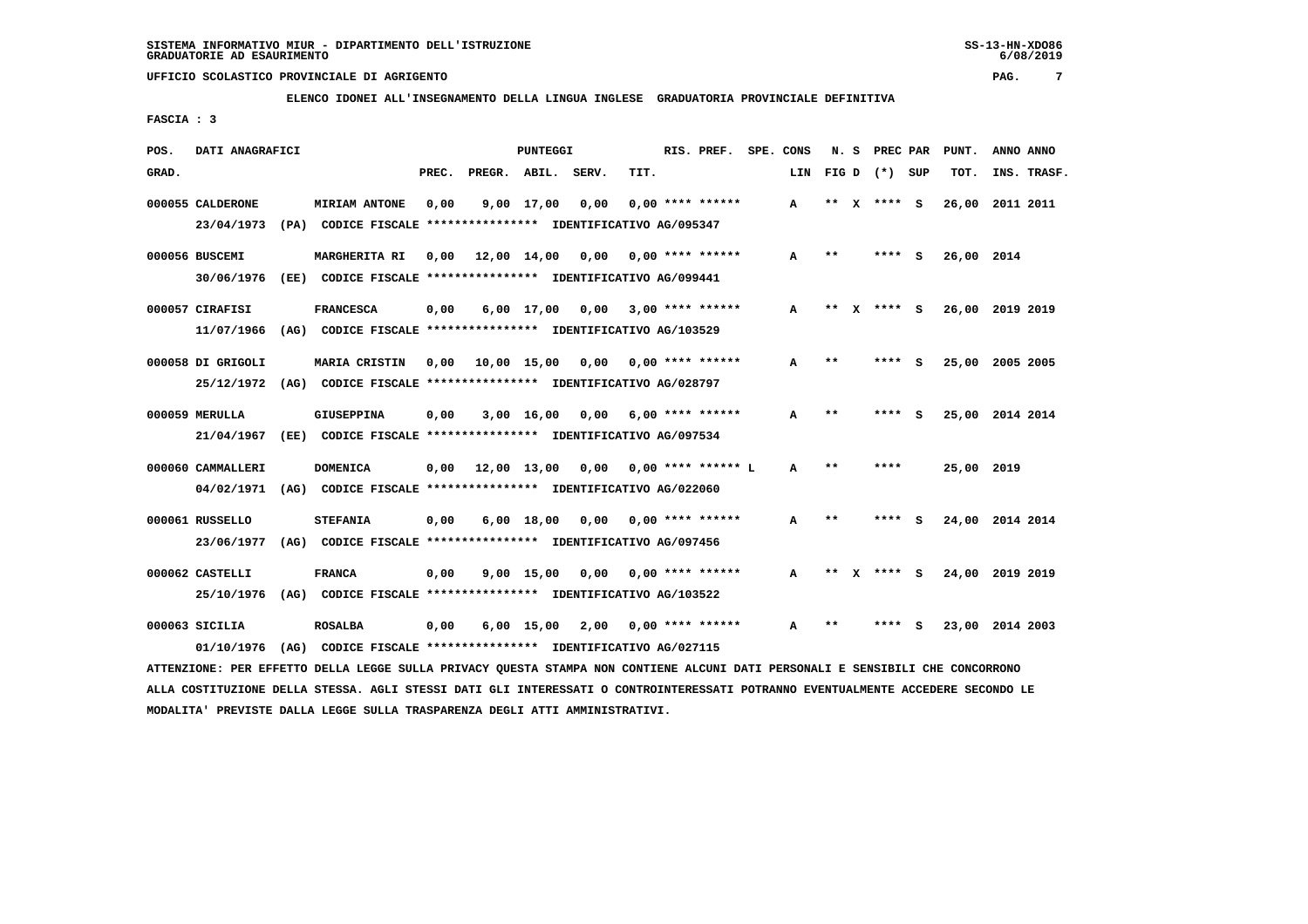SISTEMA INFORMATIVO MIUR - DIPARTIMENTO DELL'ISTRUZIONE
GRADUATORIE AD ESAURIMENTO

UFFICIO SCOLASTICO PROVINCIALE DI AGRIGENTO

ELENCO IDONEI ALL'INSEGNAMENTO DELLA LINGUA INGLESE GRADUATORIA PROVINCIALE DEFINITIVA

FASCIA : 3

| POS. GRAD. | DATI ANAGRAFICI | | PREC. | PREGR. | ABIL. | SERV. | TIT. | RIS. PREF. | SPE. CONS LIN | N. S FIG D | PREC PAR (*) SUP | PUNT. TOT. | ANNO INS. | ANNO TRASF. |
|---|---|---|---|---|---|---|---|---|---|---|---|---|---|---|
| 000055 | CALDERONE | MIRIAM ANTONE | 0,00 | 9,00 | 17,00 | 0,00 | 0,00 | **** ****** | A | ** X | **** S | 26,00 | 2011 | 2011 |
| | 23/04/1973 (PA) | CODICE FISCALE **************** IDENTIFICATIVO AG/095347 | | | | | | | | | | | | |
| 000056 | BUSCEMI | MARGHERITA RI | 0,00 | 12,00 | 14,00 | 0,00 | 0,00 | **** ****** | A | ** | **** S | 26,00 | 2014 | |
| | 30/06/1976 (EE) | CODICE FISCALE **************** IDENTIFICATIVO AG/099441 | | | | | | | | | | | | |
| 000057 | CIRAFISI | FRANCESCA | 0,00 | 6,00 | 17,00 | 0,00 | 3,00 | **** ****** | A | ** X | **** S | 26,00 | 2019 | 2019 |
| | 11/07/1966 (AG) | CODICE FISCALE **************** IDENTIFICATIVO AG/103529 | | | | | | | | | | | | |
| 000058 | DI GRIGOLI | MARIA CRISTIN | 0,00 | 10,00 | 15,00 | 0,00 | 0,00 | **** ****** | A | ** | **** S | 25,00 | 2005 | 2005 |
| | 25/12/1972 (AG) | CODICE FISCALE **************** IDENTIFICATIVO AG/028797 | | | | | | | | | | | | |
| 000059 | MERULLA | GIUSEPPINA | 0,00 | 3,00 | 16,00 | 0,00 | 6,00 | **** ****** | A | ** | **** S | 25,00 | 2014 | 2014 |
| | 21/04/1967 (EE) | CODICE FISCALE **************** IDENTIFICATIVO AG/097534 | | | | | | | | | | | | |
| 000060 | CAMMALLERI | DOMENICA | 0,00 | 12,00 | 13,00 | 0,00 | 0,00 | **** ****** L | A | ** | **** | 25,00 | 2019 | |
| | 04/02/1971 (AG) | CODICE FISCALE **************** IDENTIFICATIVO AG/022060 | | | | | | | | | | | | |
| 000061 | RUSSELLO | STEFANIA | 0,00 | 6,00 | 18,00 | 0,00 | 0,00 | **** ****** | A | ** | **** S | 24,00 | 2014 | 2014 |
| | 23/06/1977 (AG) | CODICE FISCALE **************** IDENTIFICATIVO AG/097456 | | | | | | | | | | | | |
| 000062 | CASTELLI | FRANCA | 0,00 | 9,00 | 15,00 | 0,00 | 0,00 | **** ****** | A | ** X | **** S | 24,00 | 2019 | 2019 |
| | 25/10/1976 (AG) | CODICE FISCALE **************** IDENTIFICATIVO AG/103522 | | | | | | | | | | | | |
| 000063 | SICILIA | ROSALBA | 0,00 | 6,00 | 15,00 | 2,00 | 0,00 | **** ****** | A | ** | **** S | 23,00 | 2014 | 2003 |
| | 01/10/1976 (AG) | CODICE FISCALE **************** IDENTIFICATIVO AG/027115 | | | | | | | | | | | | |

ATTENZIONE: PER EFFETTO DELLA LEGGE SULLA PRIVACY QUESTA STAMPA NON CONTIENE ALCUNI DATI PERSONALI E SENSIBILI CHE CONCORRONO ALLA COSTITUZIONE DELLA STESSA. AGLI STESSI DATI GLI INTERESSATI O CONTROINTERESSATI POTRANNO EVENTUALMENTE ACCEDERE SECONDO LE MODALITA' PREVISTE DALLA LEGGE SULLA TRASPARENZA DEGLI ATTI AMMINISTRATIVI.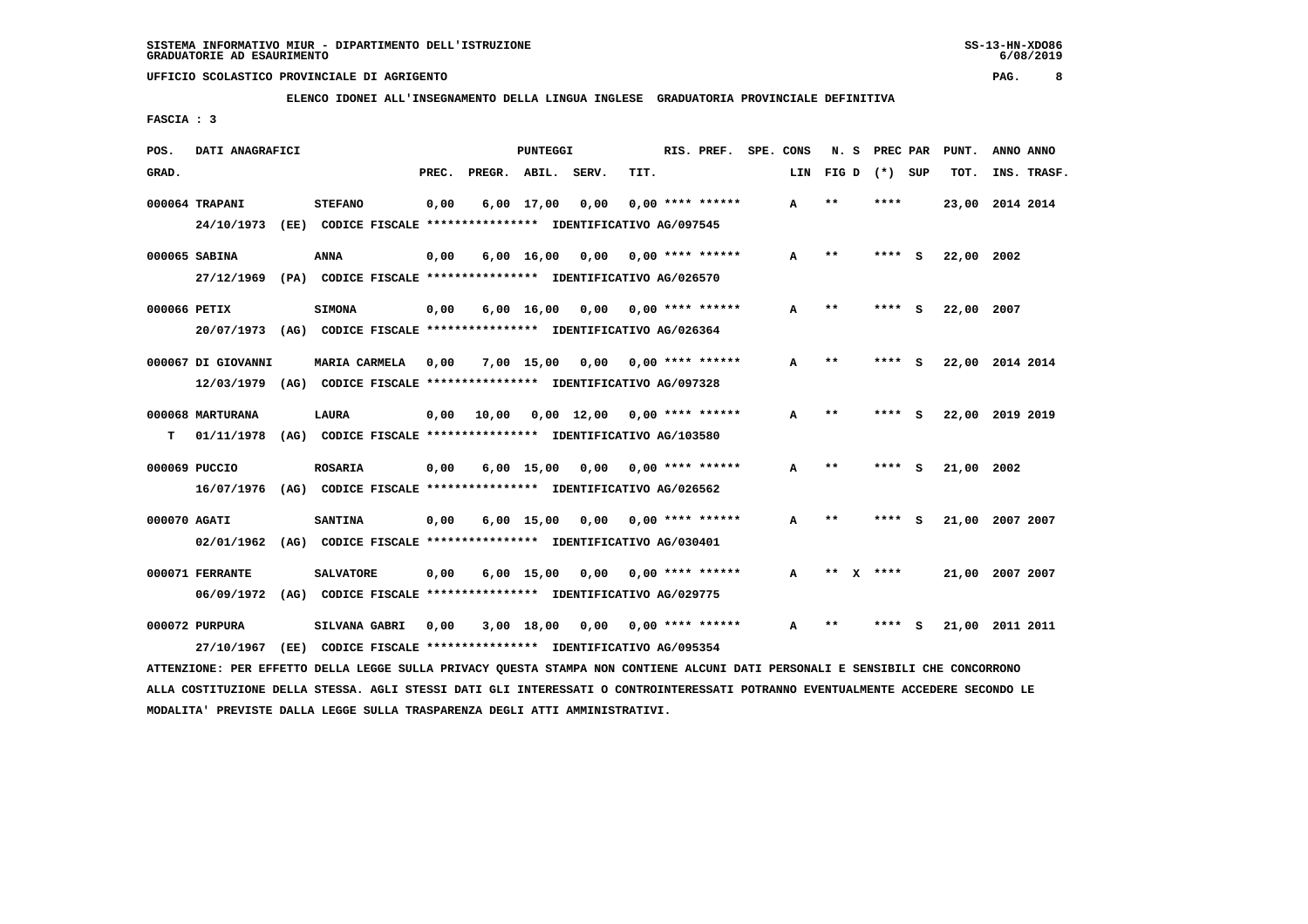SISTEMA INFORMATIVO MIUR - DIPARTIMENTO DELL'ISTRUZIONE
GRADUATORIE AD ESAURIMENTO

UFFICIO SCOLASTICO PROVINCIALE DI AGRIGENTO

ELENCO IDONEI ALL'INSEGNAMENTO DELLA LINGUA INGLESE GRADUATORIA PROVINCIALE DEFINITIVA

FASCIA : 3

| POS. GRAD. | DATI ANAGRAFICI | | PREC. | PREGR. | ABIL. | SERV. | TIT. | RIS. PREF. | SPE. CONS LIN | N. S FIG D | PREC PAR (*) SUP | PUNT. TOT. | ANNO ANNO INS. TRASF. |
|---|---|---|---|---|---|---|---|---|---|---|---|---|---|
| 000064 | TRAPANI 24/10/1973 (EE) CODICE FISCALE **************** IDENTIFICATIVO AG/097545 | STEFANO | 0,00 | 6,00 | 17,00 | 0,00 | 0,00 | **** ****** | A | ** | **** | 23,00 | 2014 2014 |
| 000065 | SABINA 27/12/1969 (PA) CODICE FISCALE **************** IDENTIFICATIVO AG/026570 | ANNA | 0,00 | 6,00 | 16,00 | 0,00 | 0,00 | **** ****** | A | ** | **** S | 22,00 | 2002 |
| 000066 | PETIX 20/07/1973 (AG) CODICE FISCALE **************** IDENTIFICATIVO AG/026364 | SIMONA | 0,00 | 6,00 | 16,00 | 0,00 | 0,00 | **** ****** | A | ** | **** S | 22,00 | 2007 |
| 000067 | DI GIOVANNI 12/03/1979 (AG) CODICE FISCALE **************** IDENTIFICATIVO AG/097328 | MARIA CARMELA | 0,00 | 7,00 | 15,00 | 0,00 | 0,00 | **** ****** | A | ** | **** S | 22,00 | 2014 2014 |
| 000068 T | MARTURANA 01/11/1978 (AG) CODICE FISCALE **************** IDENTIFICATIVO AG/103580 | LAURA | 0,00 | 10,00 | 0,00 | 12,00 | 0,00 | **** ****** | A | ** | **** S | 22,00 | 2019 2019 |
| 000069 | PUCCIO 16/07/1976 (AG) CODICE FISCALE **************** IDENTIFICATIVO AG/026562 | ROSARIA | 0,00 | 6,00 | 15,00 | 0,00 | 0,00 | **** ****** | A | ** | **** S | 21,00 | 2002 |
| 000070 | AGATI 02/01/1962 (AG) CODICE FISCALE **************** IDENTIFICATIVO AG/030401 | SANTINA | 0,00 | 6,00 | 15,00 | 0,00 | 0,00 | **** ****** | A | ** | **** S | 21,00 | 2007 2007 |
| 000071 | FERRANTE 06/09/1972 (AG) CODICE FISCALE **************** IDENTIFICATIVO AG/029775 | SALVATORE | 0,00 | 6,00 | 15,00 | 0,00 | 0,00 | **** ****** | A | ** X | **** | 21,00 | 2007 2007 |
| 000072 | PURPURA 27/10/1967 (EE) CODICE FISCALE **************** IDENTIFICATIVO AG/095354 | SILVANA GABRI | 0,00 | 3,00 | 18,00 | 0,00 | 0,00 | **** ****** | A | ** | **** S | 21,00 | 2011 2011 |

ATTENZIONE: PER EFFETTO DELLA LEGGE SULLA PRIVACY QUESTA STAMPA NON CONTIENE ALCUNI DATI PERSONALI E SENSIBILI CHE CONCORRONO ALLA COSTITUZIONE DELLA STESSA. AGLI STESSI DATI GLI INTERESSATI O CONTROINTERESSATI POTRANNO EVENTUALMENTE ACCEDERE SECONDO LE MODALITA' PREVISTE DALLA LEGGE SULLA TRASPARENZA DEGLI ATTI AMMINISTRATIVI.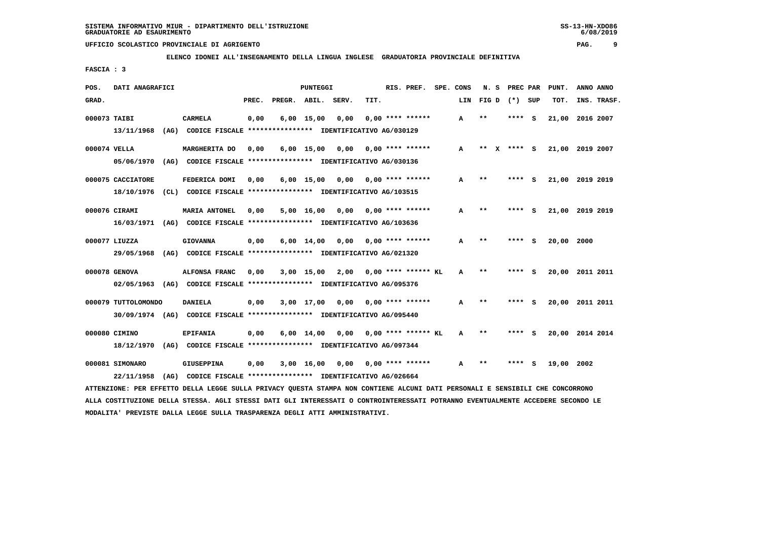SISTEMA INFORMATIVO MIUR - DIPARTIMENTO DELL'ISTRUZIONE
GRADUATORIE AD ESAURIMENTO

UFFICIO SCOLASTICO PROVINCIALE DI AGRIGENTO

**ELENCO IDONEI ALL'INSEGNAMENTO DELLA LINGUA INGLESE GRADUATORIA PROVINCIALE DEFINITIVA**

FASCIA : 3

| POS. GRAD. | DATI ANAGRAFICI | | PREC. | PREGR. | ABIL. | SERV. | TIT. | RIS. PREF. | SPE. CONS | LIN | N. S FIG D | PREC PAR (*) SUP | PUNT. TOT. | ANNO INS. | ANNO TRASF. |
|---|---|---|---|---|---|---|---|---|---|---|---|---|---|---|---|
| 000073 | TAIBI 13/11/1968 (AG) CODICE FISCALE **************** IDENTIFICATIVO AG/030129 | CARMELA | 0,00 | 6,00 | 15,00 | 0,00 | 0,00 | **** ****** | | A | ** | **** S | 21,00 | 2016 | 2007 |
| 000074 | VELLA 05/06/1970 (AG) CODICE FISCALE **************** IDENTIFICATIVO AG/030136 | MARGHERITA DO | 0,00 | 6,00 | 15,00 | 0,00 | 0,00 | **** ****** | | A | ** X | **** S | 21,00 | 2019 | 2007 |
| 000075 | CACCIATORE 18/10/1976 (CL) CODICE FISCALE **************** IDENTIFICATIVO AG/103515 | FEDERICA DOMI | 0,00 | 6,00 | 15,00 | 0,00 | 0,00 | **** ****** | | A | ** | **** S | 21,00 | 2019 | 2019 |
| 000076 | CIRAMI 16/03/1971 (AG) CODICE FISCALE **************** IDENTIFICATIVO AG/103636 | MARIA ANTONEL | 0,00 | 5,00 | 16,00 | 0,00 | 0,00 | **** ****** | | A | ** | **** S | 21,00 | 2019 | 2019 |
| 000077 | LIUZZA 29/05/1968 (AG) CODICE FISCALE **************** IDENTIFICATIVO AG/021320 | GIOVANNA | 0,00 | 6,00 | 14,00 | 0,00 | 0,00 | **** ****** | | A | ** | **** S | 20,00 | 2000 | |
| 000078 | GENOVA 02/05/1963 (AG) CODICE FISCALE **************** IDENTIFICATIVO AG/095376 | ALFONSA FRANC | 0,00 | 3,00 | 15,00 | 2,00 | 0,00 | **** ****** KL | | A | ** | **** S | 20,00 | 2011 | 2011 |
| 000079 | TUTTOLOMONDO 30/09/1974 (AG) CODICE FISCALE **************** IDENTIFICATIVO AG/095440 | DANIELA | 0,00 | 3,00 | 17,00 | 0,00 | 0,00 | **** ****** | | A | ** | **** S | 20,00 | 2011 | 2011 |
| 000080 | CIMINO 18/12/1970 (AG) CODICE FISCALE **************** IDENTIFICATIVO AG/097344 | EPIFANIA | 0,00 | 6,00 | 14,00 | 0,00 | 0,00 | **** ****** KL | | A | ** | **** S | 20,00 | 2014 | 2014 |
| 000081 | SIMONARO 22/11/1958 (AG) CODICE FISCALE **************** IDENTIFICATIVO AG/026664 | GIUSEPPINA | 0,00 | 3,00 | 16,00 | 0,00 | 0,00 | **** ****** | | A | ** | **** S | 19,00 | 2002 | |

ATTENZIONE: PER EFFETTO DELLA LEGGE SULLA PRIVACY QUESTA STAMPA NON CONTIENE ALCUNI DATI PERSONALI E SENSIBILI CHE CONCORRONO ALLA COSTITUZIONE DELLA STESSA. AGLI STESSI DATI GLI INTERESSATI O CONTROINTERESSATI POTRANNO EVENTUALMENTE ACCEDERE SECONDO LE MODALITA' PREVISTE DALLA LEGGE SULLA TRASPARENZA DEGLI ATTI AMMINISTRATIVI.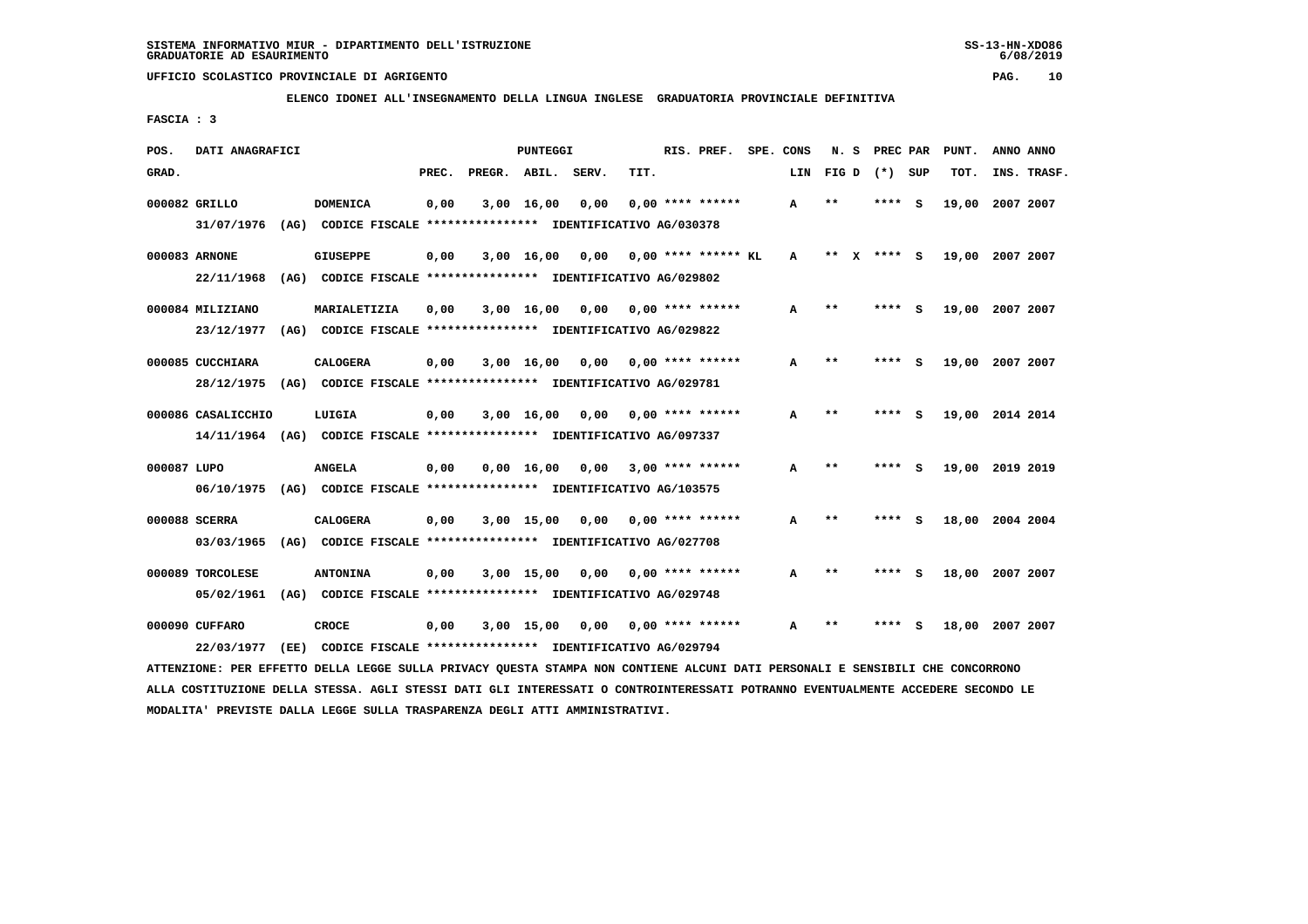SISTEMA INFORMATIVO MIUR - DIPARTIMENTO DELL'ISTRUZIONE
GRADUATORIE AD ESAURIMENTO

UFFICIO SCOLASTICO PROVINCIALE DI AGRIGENTO

ELENCO IDONEI ALL'INSEGNAMENTO DELLA LINGUA INGLESE   GRADUATORIA PROVINCIALE DEFINITIVA

FASCIA : 3

| POS. GRAD. | DATI ANAGRAFICI | | PREC. | PREGR. | ABIL. | SERV. | TIT. | RIS. PREF. | SPE. CONS | LIN | N. S FIG D | PREC PAR (*) SUP | PUNT. TOT. | ANNO INS. | ANNO TRASF. |
|---|---|---|---|---|---|---|---|---|---|---|---|---|---|---|---|
| 000082 | GRILLO | DOMENICA | 0,00 | 3,00 | 16,00 | 0,00 | 0,00 | **** ****** | | A | ** | **** S | 19,00 | 2007 | 2007 |
| | 31/07/1976 (AG) CODICE FISCALE **************** IDENTIFICATIVO AG/030378 | | | | | | | | | | | | | | |
| 000083 | ARNONE | GIUSEPPE | 0,00 | 3,00 | 16,00 | 0,00 | 0,00 | **** ****** | KL | A | ** X | **** S | 19,00 | 2007 | 2007 |
| | 22/11/1968 (AG) CODICE FISCALE **************** IDENTIFICATIVO AG/029802 | | | | | | | | | | | | | | |
| 000084 | MILIZIANO | MARIALETIZIA | 0,00 | 3,00 | 16,00 | 0,00 | 0,00 | **** ****** | | A | ** | **** S | 19,00 | 2007 | 2007 |
| | 23/12/1977 (AG) CODICE FISCALE **************** IDENTIFICATIVO AG/029822 | | | | | | | | | | | | | | |
| 000085 | CUCCHIARA | CALOGERA | 0,00 | 3,00 | 16,00 | 0,00 | 0,00 | **** ****** | | A | ** | **** S | 19,00 | 2007 | 2007 |
| | 28/12/1975 (AG) CODICE FISCALE **************** IDENTIFICATIVO AG/029781 | | | | | | | | | | | | | | |
| 000086 | CASALICCHIO | LUIGIA | 0,00 | 3,00 | 16,00 | 0,00 | 0,00 | **** ****** | | A | ** | **** S | 19,00 | 2014 | 2014 |
| | 14/11/1964 (AG) CODICE FISCALE **************** IDENTIFICATIVO AG/097337 | | | | | | | | | | | | | | |
| 000087 | LUPO | ANGELA | 0,00 | 0,00 | 16,00 | 0,00 | 3,00 | **** ****** | | A | ** | **** S | 19,00 | 2019 | 2019 |
| | 06/10/1975 (AG) CODICE FISCALE **************** IDENTIFICATIVO AG/103575 | | | | | | | | | | | | | | |
| 000088 | SCERRA | CALOGERA | 0,00 | 3,00 | 15,00 | 0,00 | 0,00 | **** ****** | | A | ** | **** S | 18,00 | 2004 | 2004 |
| | 03/03/1965 (AG) CODICE FISCALE **************** IDENTIFICATIVO AG/027708 | | | | | | | | | | | | | | |
| 000089 | TORCOLESE | ANTONINA | 0,00 | 3,00 | 15,00 | 0,00 | 0,00 | **** ****** | | A | ** | **** S | 18,00 | 2007 | 2007 |
| | 05/02/1961 (AG) CODICE FISCALE **************** IDENTIFICATIVO AG/029748 | | | | | | | | | | | | | | |
| 000090 | CUFFARO | CROCE | 0,00 | 3,00 | 15,00 | 0,00 | 0,00 | **** ****** | | A | ** | **** S | 18,00 | 2007 | 2007 |
| | 22/03/1977 (EE) CODICE FISCALE **************** IDENTIFICATIVO AG/029794 | | | | | | | | | | | | | | |

ATTENZIONE: PER EFFETTO DELLA LEGGE SULLA PRIVACY QUESTA STAMPA NON CONTIENE ALCUNI DATI PERSONALI E SENSIBILI CHE CONCORRONO ALLA COSTITUZIONE DELLA STESSA. AGLI STESSI DATI GLI INTERESSATI O CONTROINTERESSATI POTRANNO EVENTUALMENTE ACCEDERE SECONDO LE MODALITA' PREVISTE DALLA LEGGE SULLA TRASPARENZA DEGLI ATTI AMMINISTRATIVI.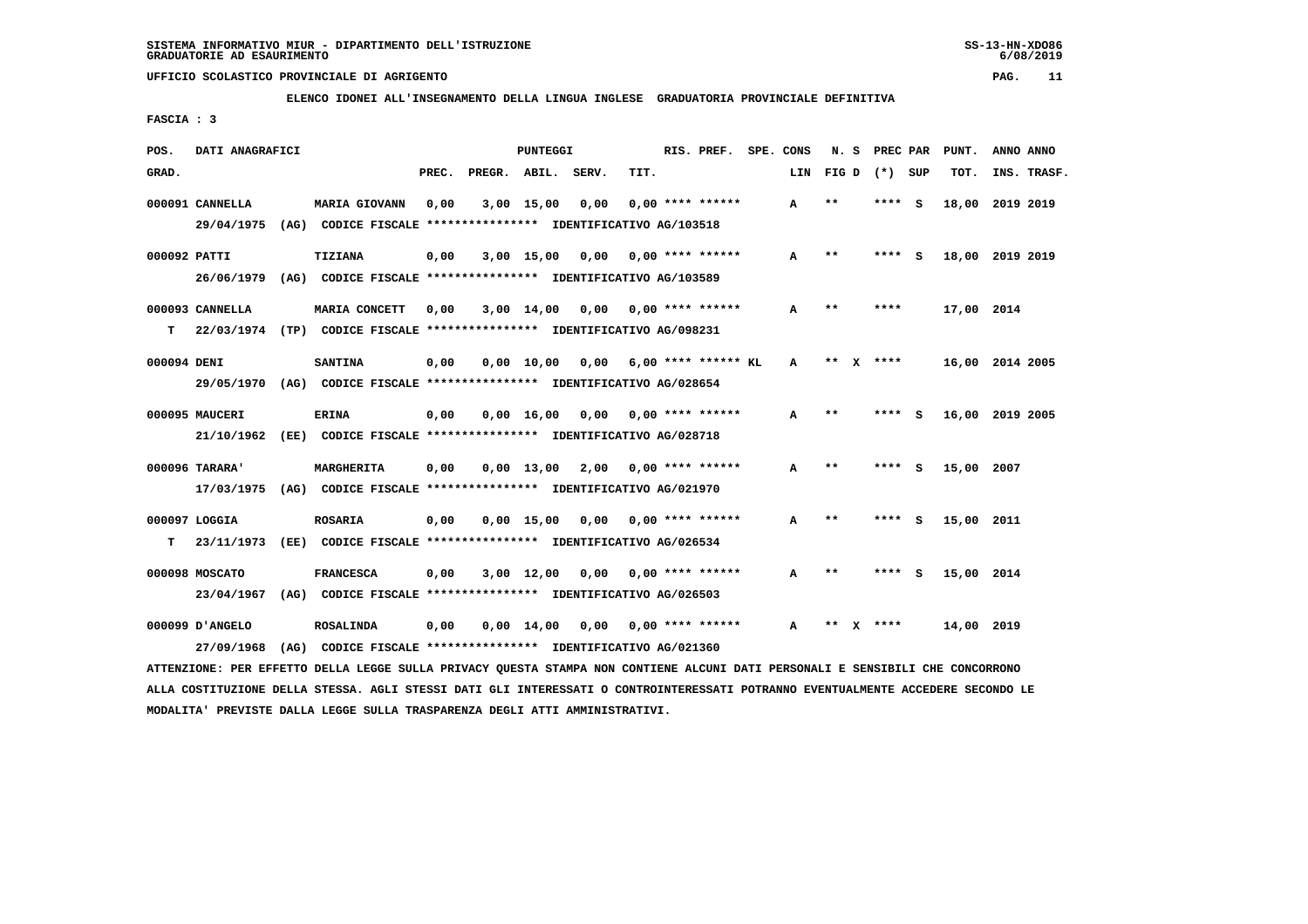SISTEMA INFORMATIVO MIUR - DIPARTIMENTO DELL'ISTRUZIONE
GRADUATORIE AD ESAURIMENTO

UFFICIO SCOLASTICO PROVINCIALE DI AGRIGENTO

ELENCO IDONEI ALL'INSEGNAMENTO DELLA LINGUA INGLESE GRADUATORIA PROVINCIALE DEFINITIVA

FASCIA : 3

| POS. GRAD. | DATI ANAGRAFICI | | PREC. | PREGR. | ABIL. | SERV. | TIT. | RIS. PREF. | SPE. CONS | LIN | N. S FIG D | PREC PAR (*) SUP | PUNT. TOT. | ANNO INS. | ANNO TRASF. |
|---|---|---|---|---|---|---|---|---|---|---|---|---|---|---|---|
| 000091 | CANNELLA | MARIA GIOVANN | 0,00 | 3,00 | 15,00 | 0,00 | 0,00 | **** ****** | | A | ** | **** S | 18,00 | 2019 | 2019 |
| | 29/04/1975 (AG) CODICE FISCALE **************** IDENTIFICATIVO AG/103518 | | | | | | | | | | | | | | |
| 000092 | PATTI | TIZIANA | 0,00 | 3,00 | 15,00 | 0,00 | 0,00 | **** ****** | | A | ** | **** S | 18,00 | 2019 | 2019 |
| | 26/06/1979 (AG) CODICE FISCALE **************** IDENTIFICATIVO AG/103589 | | | | | | | | | | | | | | |
| 000093 | CANNELLA | MARIA CONCETT | 0,00 | 3,00 | 14,00 | 0,00 | 0,00 | **** ****** | | A | ** | **** | 17,00 | 2014 | |
| T | 22/03/1974 (TP) CODICE FISCALE **************** IDENTIFICATIVO AG/098231 | | | | | | | | | | | | | | |
| 000094 | DENI | SANTINA | 0,00 | 0,00 | 10,00 | 0,00 | 6,00 | **** ****** | KL | A | ** X | **** | 16,00 | 2014 | 2005 |
| | 29/05/1970 (AG) CODICE FISCALE **************** IDENTIFICATIVO AG/028654 | | | | | | | | | | | | | | |
| 000095 | MAUCERI | ERINA | 0,00 | 0,00 | 16,00 | 0,00 | 0,00 | **** ****** | | A | ** | **** S | 16,00 | 2019 | 2005 |
| | 21/10/1962 (EE) CODICE FISCALE **************** IDENTIFICATIVO AG/028718 | | | | | | | | | | | | | | |
| 000096 | TARARA' | MARGHERITA | 0,00 | 0,00 | 13,00 | 2,00 | 0,00 | **** ****** | | A | ** | **** S | 15,00 | 2007 | |
| | 17/03/1975 (AG) CODICE FISCALE **************** IDENTIFICATIVO AG/021970 | | | | | | | | | | | | | | |
| 000097 | LOGGIA | ROSARIA | 0,00 | 0,00 | 15,00 | 0,00 | 0,00 | **** ****** | | A | ** | **** S | 15,00 | 2011 | |
| T | 23/11/1973 (EE) CODICE FISCALE **************** IDENTIFICATIVO AG/026534 | | | | | | | | | | | | | | |
| 000098 | MOSCATO | FRANCESCA | 0,00 | 3,00 | 12,00 | 0,00 | 0,00 | **** ****** | | A | ** | **** S | 15,00 | 2014 | |
| | 23/04/1967 (AG) CODICE FISCALE **************** IDENTIFICATIVO AG/026503 | | | | | | | | | | | | | | |
| 000099 | D'ANGELO | ROSALINDA | 0,00 | 0,00 | 14,00 | 0,00 | 0,00 | **** ****** | | A | ** X | **** | 14,00 | 2019 | |
| | 27/09/1968 (AG) CODICE FISCALE **************** IDENTIFICATIVO AG/021360 | | | | | | | | | | | | | | |

ATTENZIONE: PER EFFETTO DELLA LEGGE SULLA PRIVACY QUESTA STAMPA NON CONTIENE ALCUNI DATI PERSONALI E SENSIBILI CHE CONCORRONO ALLA COSTITUZIONE DELLA STESSA. AGLI STESSI DATI GLI INTERESSATI O CONTROINTERESSATI POTRANNO EVENTUALMENTE ACCEDERE SECONDO LE MODALITA' PREVISTE DALLA LEGGE SULLA TRASPARENZA DEGLI ATTI AMMINISTRATIVI.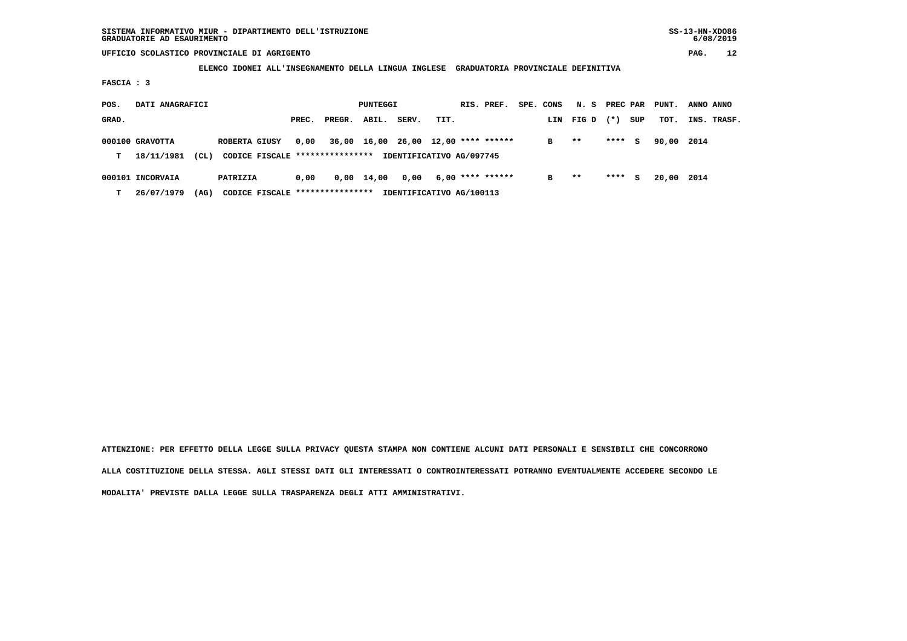SISTEMA INFORMATIVO MIUR - DIPARTIMENTO DELL'ISTRUZIONE
GRADUATORIE AD ESAURIMENTO

UFFICIO SCOLASTICO PROVINCIALE DI AGRIGENTO

ELENCO IDONEI ALL'INSEGNAMENTO DELLA LINGUA INGLESE GRADUATORIA PROVINCIALE DEFINITIVA

FASCIA : 3

| POS. GRAD. | DATI ANAGRAFICI | | | PREC. | PREGR. | ABIL. | SERV. | TIT. | RIS. PREF. | SPE. CONS LIN | N. S FIG D | PREC PAR (*) | SUP | PUNT. TOT. | ANNO INS. | ANNO TRASF. |
|---|---|---|---|---|---|---|---|---|---|---|---|---|---|---|---|---|
| 000100 | GRAVOTTA | | ROBERTA GIUSY | 0,00 | 36,00 | 16,00 | 26,00 | 12,00 | **** ****** | B | ** | **** | S | 90,00 | 2014 | |
| T | 18/11/1981 | (CL) | CODICE FISCALE **************** | IDENTIFICATIVO AG/097745 | | | | | | | | | | | | |
| 000101 | INCORVAIA | | PATRIZIA | 0,00 | 0,00 | 14,00 | 0,00 | 6,00 | **** ****** | B | ** | **** | S | 20,00 | 2014 | |
| T | 26/07/1979 | (AG) | CODICE FISCALE **************** | IDENTIFICATIVO AG/100113 | | | | | | | | | | | | |

ATTENZIONE: PER EFFETTO DELLA LEGGE SULLA PRIVACY QUESTA STAMPA NON CONTIENE ALCUNI DATI PERSONALI E SENSIBILI CHE CONCORRONO ALLA COSTITUZIONE DELLA STESSA. AGLI STESSI DATI GLI INTERESSATI O CONTROINTERESSATI POTRANNO EVENTUALMENTE ACCEDERE SECONDO LE MODALITA' PREVISTE DALLA LEGGE SULLA TRASPARENZA DEGLI ATTI AMMINISTRATIVI.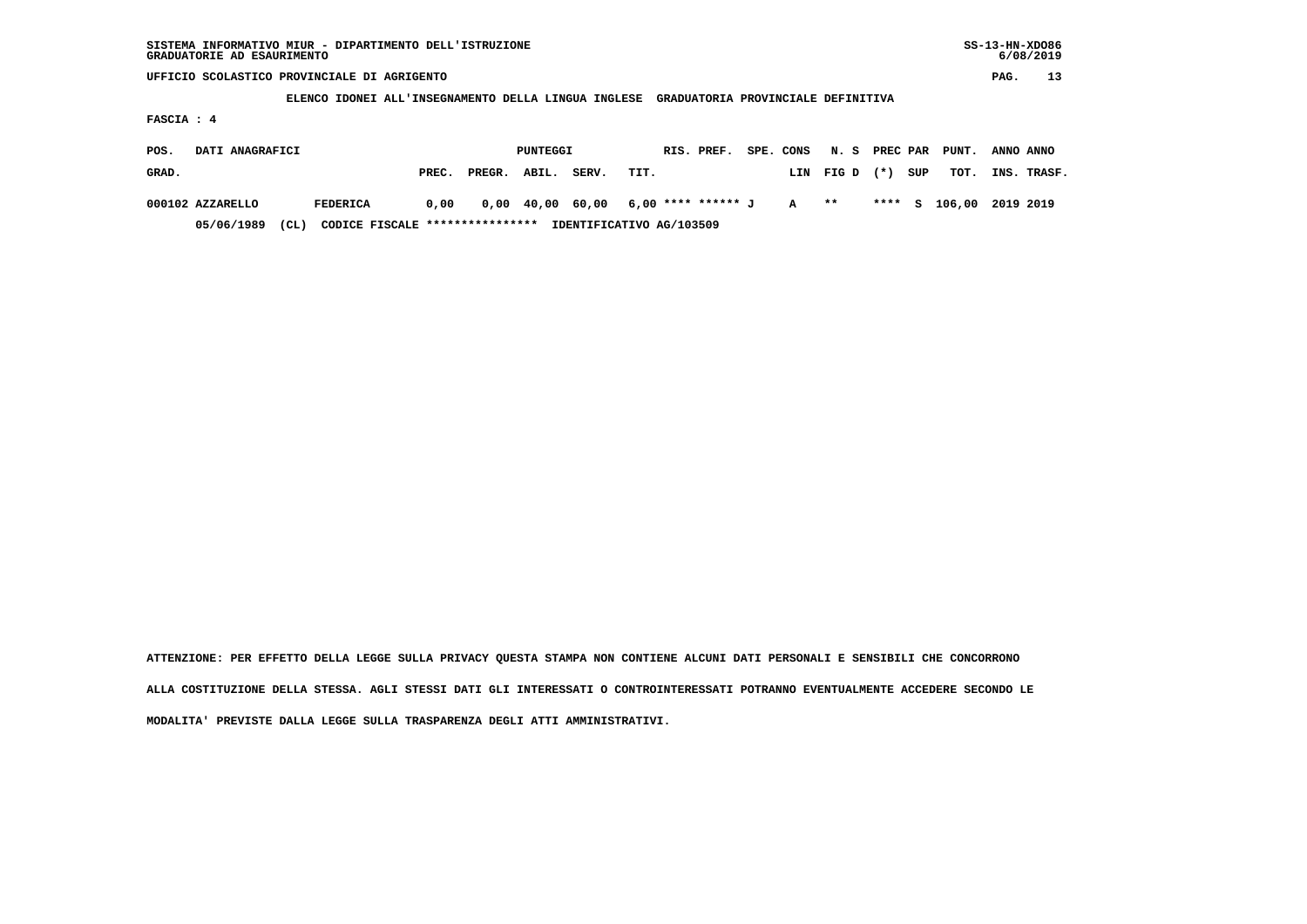SISTEMA INFORMATIVO MIUR - DIPARTIMENTO DELL'ISTRUZIONE
GRADUATORIE AD ESAURIMENTO

SS-13-HN-XDO86
6/08/2019

UFFICIO SCOLASTICO PROVINCIALE DI AGRIGENTO

**ELENCO IDONEI ALL'INSEGNAMENTO DELLA LINGUA INGLESE GRADUATORIA PROVINCIALE DEFINITIVA**

**FASCIA : 4**

| POS. GRAD. | DATI ANAGRAFICI | | PUNTEGGI PREC. | PREGR. | ABIL. | SERV. | TIT. | RIS. PREF. | SPE. CONS LIN | N. S FIG D | PREC PAR (*) | SUP | PUNT. TOT. | ANNO INS. | ANNO TRASF. |
|---|---|---|---|---|---|---|---|---|---|---|---|---|---|---|---|
| 000102 | AZZARELLO | FEDERICA | 0,00 | 0,00 | 40,00 | 60,00 | 6,00 | **** ****** J | A | ** | **** | S | 106,00 | 2019 | 2019 |
| | 05/06/1989 (CL) | CODICE FISCALE **************** IDENTIFICATIVO AG/103509 | | | | | | | | | | | | | |

ATTENZIONE: PER EFFETTO DELLA LEGGE SULLA PRIVACY QUESTA STAMPA NON CONTIENE ALCUNI DATI PERSONALI E SENSIBILI CHE CONCORRONO ALLA COSTITUZIONE DELLA STESSA. AGLI STESSI DATI GLI INTERESSATI O CONTROINTERESSATI POTRANNO EVENTUALMENTE ACCEDERE SECONDO LE MODALITA' PREVISTE DALLA LEGGE SULLA TRASPARENZA DEGLI ATTI AMMINISTRATIVI.